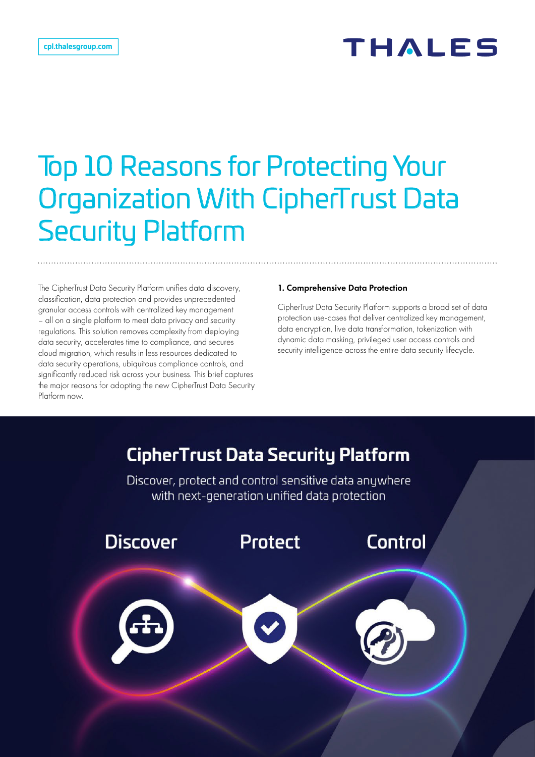cpl.thalesgroup.com

# Top 10 Reasons for Protecting Your Organization With CipherTrust Data Security Platform

The CipherTrust Data Security Platform unifies data discovery, classification, data protection and provides unprecedented granular access controls with centralized key management – all on a single platform to meet data privacy and security regulations. This solution removes complexity from deploying data security, accelerates time to compliance, and secures cloud migration, which results in less resources dedicated to data security operations, ubiquitous compliance controls, and significantly reduced risk across your business. This brief captures the major reasons for adopting the new CipherTrust Data Security Platform now.

### 1. Comprehensive Data Protection

CipherTrust Data Security Platform supports a broad set of data protection use-cases that deliver centralized key management, data encryption, live data transformation, tokenization with dynamic data masking, privileged user access controls and security intelligence across the entire data security lifecycle.

## CipherTrust Data Security Platform

Discover, protect and control sensitive data anywhere with next-generation unified data protection

Discover | Protect | Control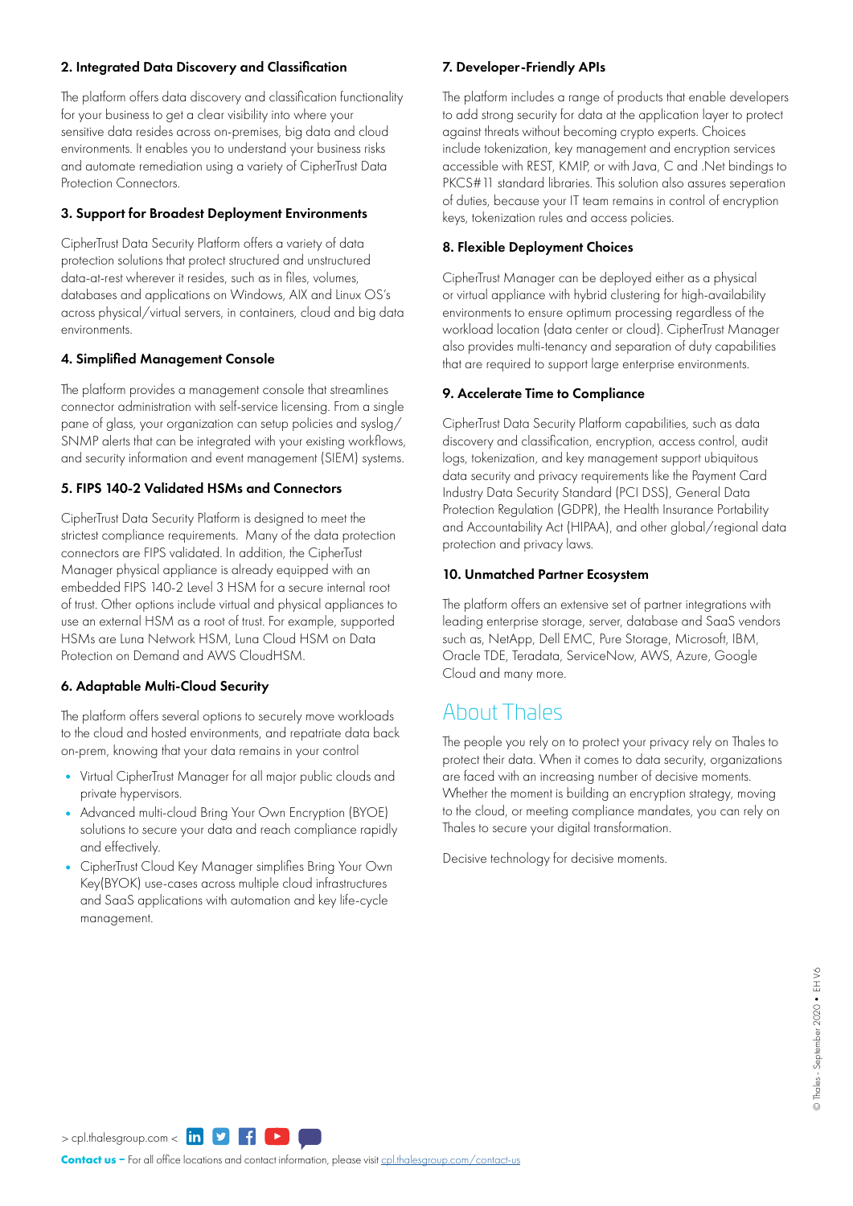### 2. Integrated Data Discovery and Classification

The platform offers data discovery and classification functionality for your business to get a clear visibility into where your sensitive data resides across on-premises, big data and cloud environments. It enables you to understand your business risks and automate remediation using a variety of CipherTrust Data Protection Connectors.

### 3. Support for Broadest Deployment Environments

CipherTrust Data Security Platform offers a variety of data protection solutions that protect structured and unstructured data-at-rest wherever it resides, such as in files, volumes, databases and applications on Windows, AIX and Linux OS's across physical/virtual servers, in containers, cloud and big data environments.

### 4. Simplified Management Console

The platform provides a management console that streamlines connector administration with self-service licensing. From a single pane of glass, your organization can setup policies and syslog/ SNMP alerts that can be integrated with your existing workflows, and security information and event management (SIEM) systems.

### 5. FIPS 140-2 Validated HSMs and Connectors

CipherTrust Data Security Platform is designed to meet the strictest compliance requirements. Many of the data protection connectors are FIPS validated. In addition, the CipherTust Manager physical appliance is already equipped with an embedded FIPS 140-2 Level 3 HSM for a secure internal root of trust. Other options include virtual and physical appliances to use an external HSM as a root of trust. For example, supported HSMs are Luna Network HSM, Luna Cloud HSM on Data Protection on Demand and AWS CloudHSM.

### 6. Adaptable Multi-Cloud Security

The platform offers several options to securely move workloads to the cloud and hosted environments, and repatriate data back on-prem, knowing that your data remains in your control

- Virtual CipherTrust Manager for all major public clouds and private hypervisors.
- Advanced multi-cloud Bring Your Own Encryption (BYOE) solutions to secure your data and reach compliance rapidly and effectively.
- CipherTrust Cloud Key Manager simplifies Bring Your Own Key(BYOK) use-cases across multiple cloud infrastructures and SaaS applications with automation and key life-cycle management.

### 7. Developer-Friendly APIs

The platform includes a range of products that enable developers to add strong security for data at the application layer to protect against threats without becoming crypto experts. Choices include tokenization, key management and encryption services accessible with REST, KMIP, or with Java, C and .Net bindings to PKCS#11 standard libraries. This solution also assures seperation of duties, because your IT team remains in control of encryption keys, tokenization rules and access policies.

### 8. Flexible Deployment Choices

CipherTrust Manager can be deployed either as a physical or virtual appliance with hybrid clustering for high-availability environments to ensure optimum processing regardless of the workload location (data center or cloud). CipherTrust Manager also provides multi-tenancy and separation of duty capabilities that are required to support large enterprise environments.

### 9. Accelerate Time to Compliance

CipherTrust Data Security Platform capabilities, such as data discovery and classification, encryption, access control, audit logs, tokenization, and key management support ubiquitous data security and privacy requirements like the Payment Card Industry Data Security Standard (PCI DSS), General Data Protection Regulation (GDPR), the Health Insurance Portability and Accountability Act (HIPAA), and other global/regional data protection and privacy laws.

### 10. Unmatched Partner Ecosystem

The platform offers an extensive set of partner integrations with leading enterprise storage, server, database and SaaS vendors such as, NetApp, Dell EMC, Pure Storage, Microsoft, IBM, Oracle TDE, Teradata, ServiceNow, AWS, Azure, Google Cloud and many more.

## About Thales

The people you rely on to protect your privacy rely on Thales to protect their data. When it comes to data security, organizations are faced with an increasing number of decisive moments. Whether the moment is building an encryption strategy, moving to the cloud, or meeting compliance mandates, you can rely on Thales to secure your digital transformation.

Decisive technology for decisive moments.

> cpl.thalesgroup.com <

**Contact us –** For all office locations and contact information, please visit cpl.thalesgroup.com/contact-us

© Thales - September 2020 • EH V6